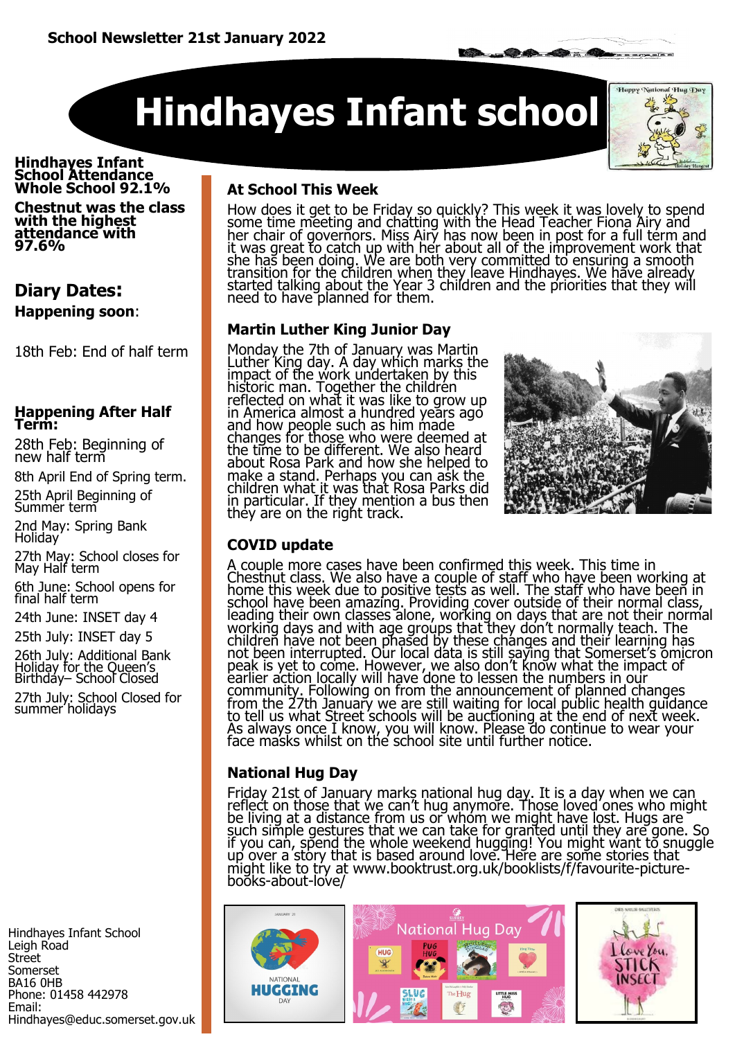School Newsletter 21st January 2022

# Hindhayes Infant school

**Hindhayes Infant School Attendance Whole School 92.1%**

**Chestnut was the class with the highest attendance with 97.6%**

## Diary Dates:

**Happening soon**:

18th Feb: End of half term

**Happening After Half Term:**

28th Feb: Beginning of new half term

8th April End of Spring term.

25th April Beginning of Summer term

2nd May: Spring Bank Holiday

27th May: School closes for May Half term

6th June: School opens for final half term

24th June: INSET day 4

25th July: INSET day 5

26th July: Additional Bank Holiday for the Queen's Birthday– School Closed

27th July: School Closed for summer holidays

Hindhayes Infant School
Leigh Road
Street
Somerset
BA16 0HB
Phone: 01458 442978
Email:
Hindhayes@educ.somerset.gov.uk

### At School This Week

How does it get to be Friday so quickly? This week it was lovely to spend some time meeting and chatting with the Head Teacher Fiona Airy and her chair of governors. Miss Airy has now been in post for a full term and it was great to catch up with her about all of the improvement work that she has been doing. We are both very committed to ensuring a smooth transition for the children when they leave Hindhayes. We have already started talking about the Year 3 children and the priorities that they will need to have planned for them.

### Martin Luther King Junior Day

Monday the 7th of January was Martin Luther King day. A day which marks the impact of the work undertaken by this historic man. Together the children reflected on what it was like to grow up in America almost a hundred years ago and how people such as him made changes for those who were deemed at the time to be different. We also heard about Rosa Park and how she helped to make a stand. Perhaps you can ask the children what it was that Rosa Parks did in particular. If they mention a bus then they are on the right track.

### COVID update

A couple more cases have been confirmed this week. This time in Chestnut class. We also have a couple of staff who have been working at home this week due to positive tests as well. The staff who have been in school have been amazing. Providing cover outside of their normal class, leading their own classes alone, working on days that are not their normal working days and with age groups that they don't normally teach. The children have not been phased by these changes and their learning has not been interrupted. Our local data is still saying that Somerset's omicron peak is yet to come. However, we also don't know what the impact of earlier action locally will have done to lessen the numbers in our community. Following on from the announcement of planned changes from the 27th January we are still waiting for local public health guidance to tell us what Street schools will be auctioning at the end of next week. As always once I know, you will know. Please do continue to wear your face masks whilst on the school site until further notice.

### National Hug Day

Friday 21st of January marks national hug day. It is a day when we can reflect on those that we can't hug anymore. Those loved ones who might be living at a distance from us or whom we might have lost. Hugs are such simple gestures that we can take for granted until they are gone. So if you can, spend the whole weekend hugging! You might want to snuggle up over a story that is based around love. Here are some stories that might like to try at www.booktrust.org.uk/booklists/f/favourite-picture-books-about-love/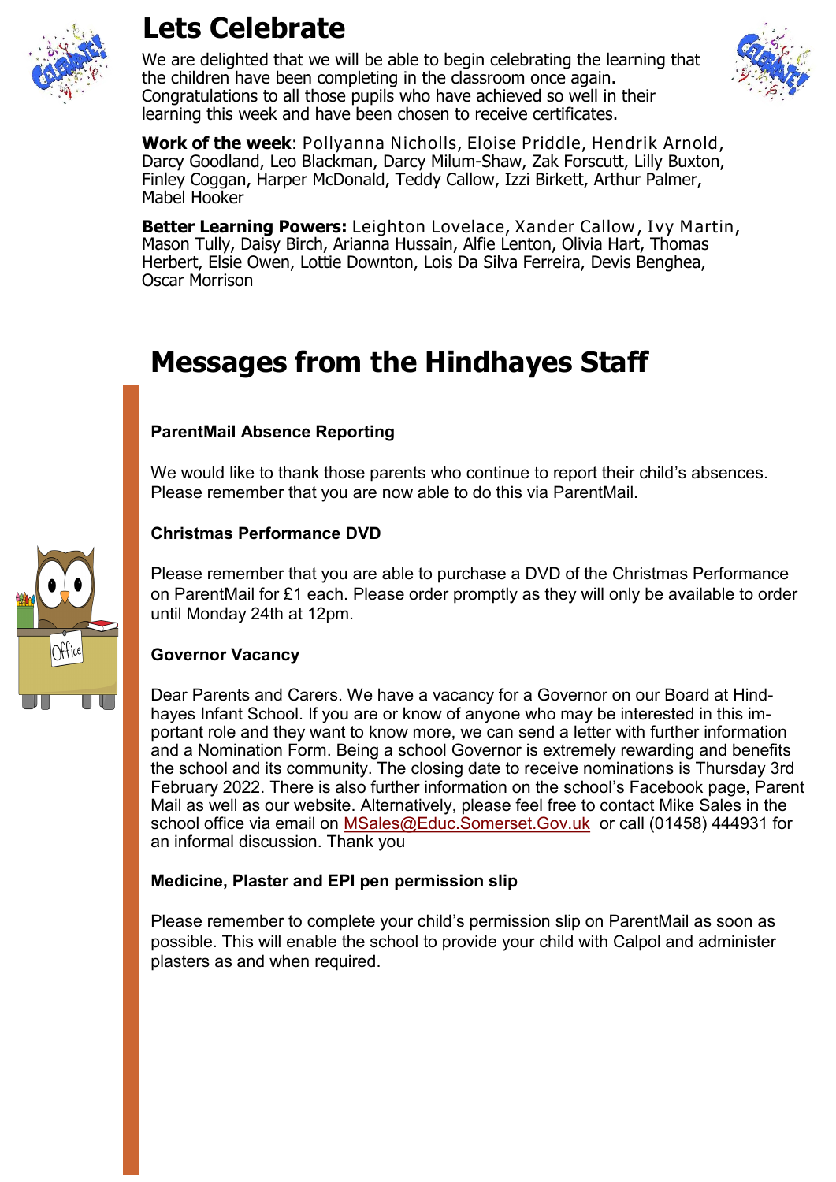# Lets Celebrate

We are delighted that we will be able to begin celebrating the learning that the children have been completing in the classroom once again. Congratulations to all those pupils who have achieved so well in their learning this week and have been chosen to receive certificates.

**Work of the week**: Pollyanna Nicholls, Eloise Priddle, Hendrik Arnold, Darcy Goodland, Leo Blackman, Darcy Milum-Shaw, Zak Forscutt, Lilly Buxton, Finley Coggan, Harper McDonald, Teddy Callow, Izzi Birkett, Arthur Palmer, Mabel Hooker

**Better Learning Powers:** Leighton Lovelace, Xander Callow, Ivy Martin, Mason Tully, Daisy Birch, Arianna Hussain, Alfie Lenton, Olivia Hart, Thomas Herbert, Elsie Owen, Lottie Downton, Lois Da Silva Ferreira, Devis Benghea, Oscar Morrison

# Messages from the Hindhayes Staff

### ParentMail Absence Reporting

We would like to thank those parents who continue to report their child's absences. Please remember that you are now able to do this via ParentMail.

### Christmas Performance DVD

Please remember that you are able to purchase a DVD of the Christmas Performance on ParentMail for £1 each. Please order promptly as they will only be available to order until Monday 24th at 12pm.

### Governor Vacancy

Dear Parents and Carers. We have a vacancy for a Governor on our Board at Hindhayes Infant School. If you are or know of anyone who may be interested in this important role and they want to know more, we can send a letter with further information and a Nomination Form. Being a school Governor is extremely rewarding and benefits the school and its community. The closing date to receive nominations is Thursday 3rd February 2022. There is also further information on the school's Facebook page, Parent Mail as well as our website. Alternatively, please feel free to contact Mike Sales in the school office via email on MSales@Educ.Somerset.Gov.uk or call (01458) 444931 for an informal discussion. Thank you

### Medicine, Plaster and EPI pen permission slip

Please remember to complete your child's permission slip on ParentMail as soon as possible. This will enable the school to provide your child with Calpol and administer plasters as and when required.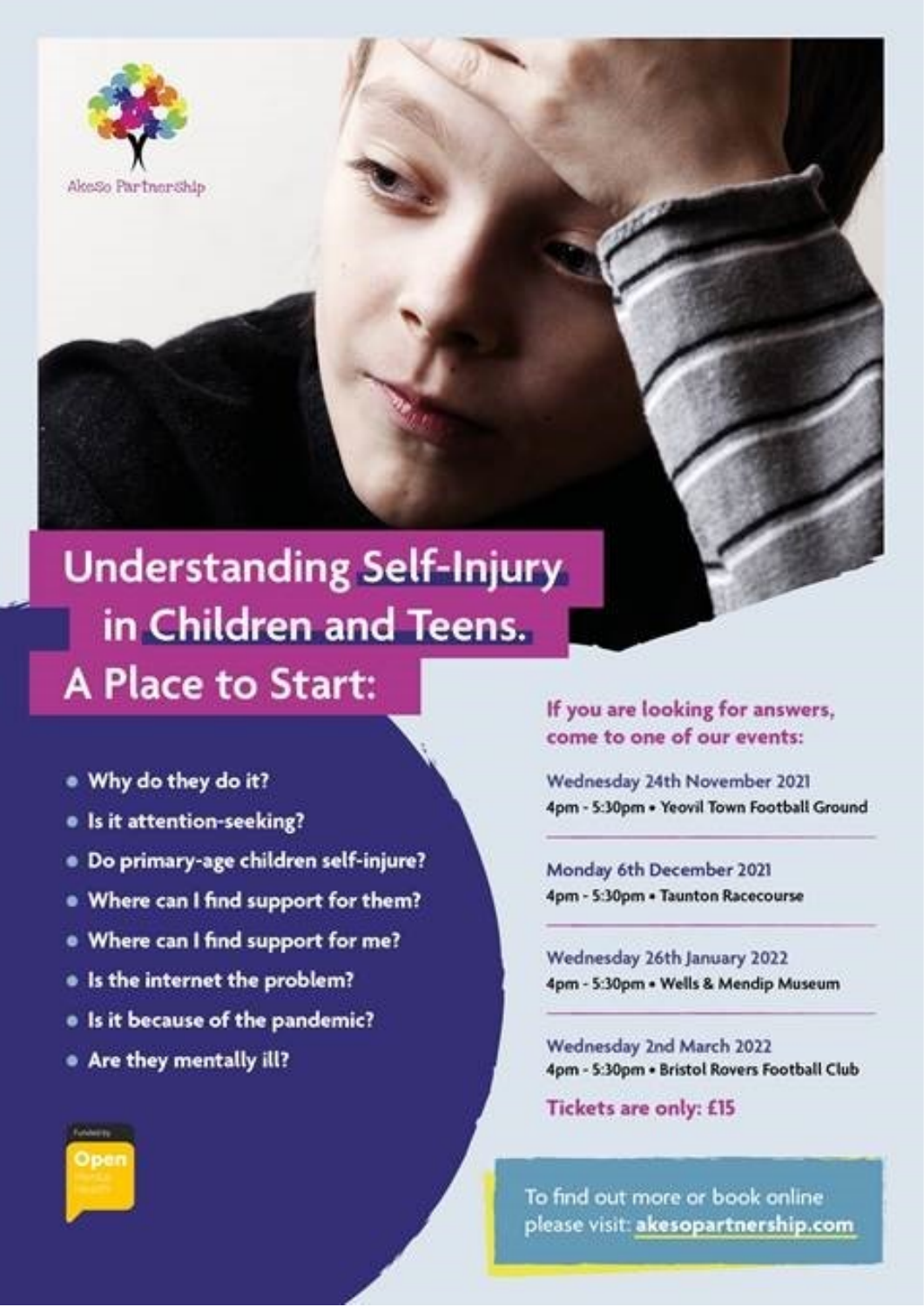Akeso Partnership

# Understanding Self-Injury in Children and Teens. A Place to Start:

- Why do they do it?
- Is it attention-seeking?
- Do primary-age children self-injure?
- Where can I find support for them?
- Where can I find support for me?
- Is the internet the problem?
- Is it because of the pandemic?
- Are they mentally ill?

**If you are looking for answers, come to one of our events:**

Wednesday 24th November 2021
4pm - 5:30pm • Yeovil Town Football Ground

Monday 6th December 2021
4pm - 5:30pm • Taunton Racecourse

Wednesday 26th January 2022
4pm - 5:30pm • Wells & Mendip Museum

Wednesday 2nd March 2022
4pm - 5:30pm • Bristol Rovers Football Club

**Tickets are only: £15**

To find out more or book online please visit: **akesopartnership.com**

Funded by Open Mental Health